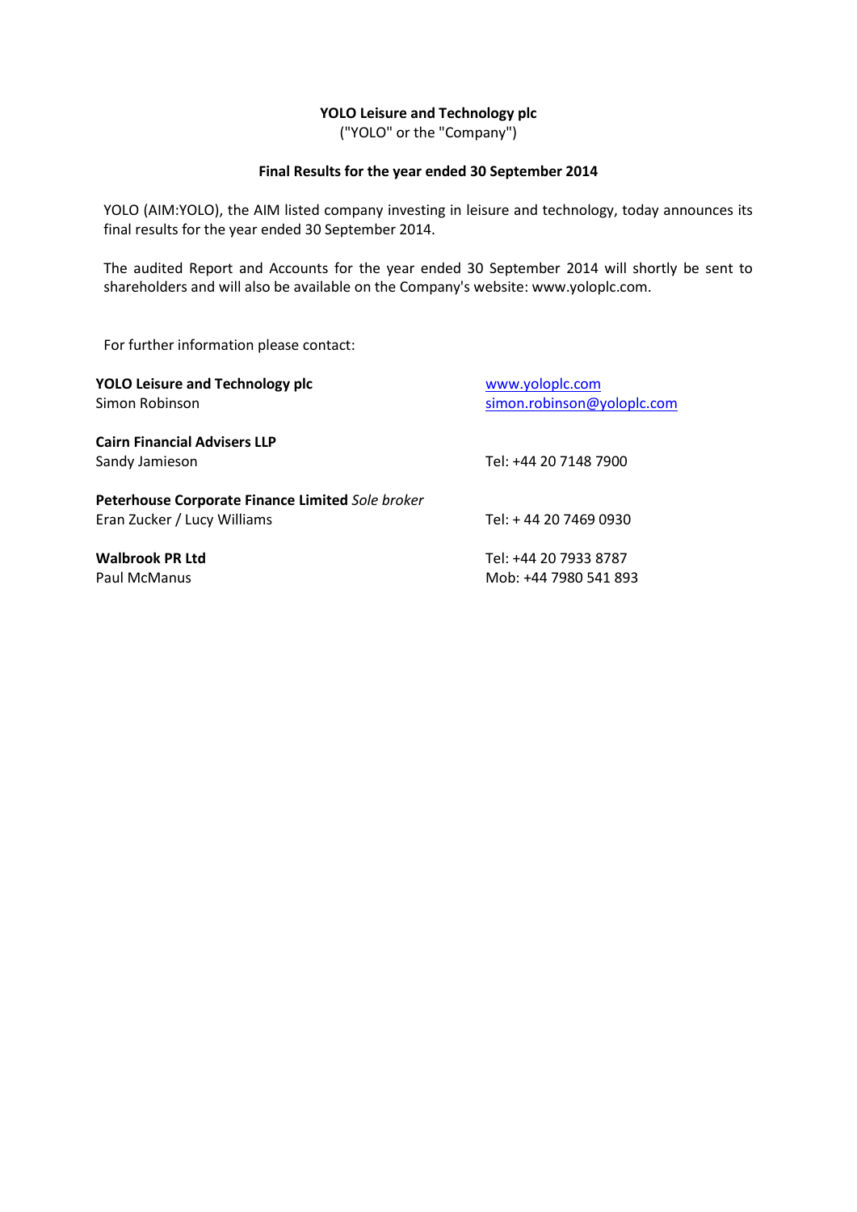**YOLO Leisure and Technology plc**
("YOLO" or the "Company")

**Final Results for the year ended 30 September 2014**

YOLO (AIM:YOLO), the AIM listed company investing in leisure and technology, today announces its final results for the year ended 30 September 2014.

The audited Report and Accounts for the year ended 30 September 2014 will shortly be sent to shareholders and will also be available on the Company's website: www.yoloplc.com.

For further information please contact:

| | |
|---|---|
| **YOLO Leisure and Technology plc**<br>Simon Robinson | www.yoloplc.com<br>simon.robinson@yoloplc.com |
| **Cairn Financial Advisers LLP**<br>Sandy Jamieson | Tel: +44 20 7148 7900 |
| **Peterhouse Corporate Finance Limited** *Sole broker*<br>Eran Zucker / Lucy Williams | Tel: + 44 20 7469 0930 |
| **Walbrook PR Ltd**<br>Paul McManus | Tel: +44 20 7933 8787<br>Mob: +44 7980 541 893 |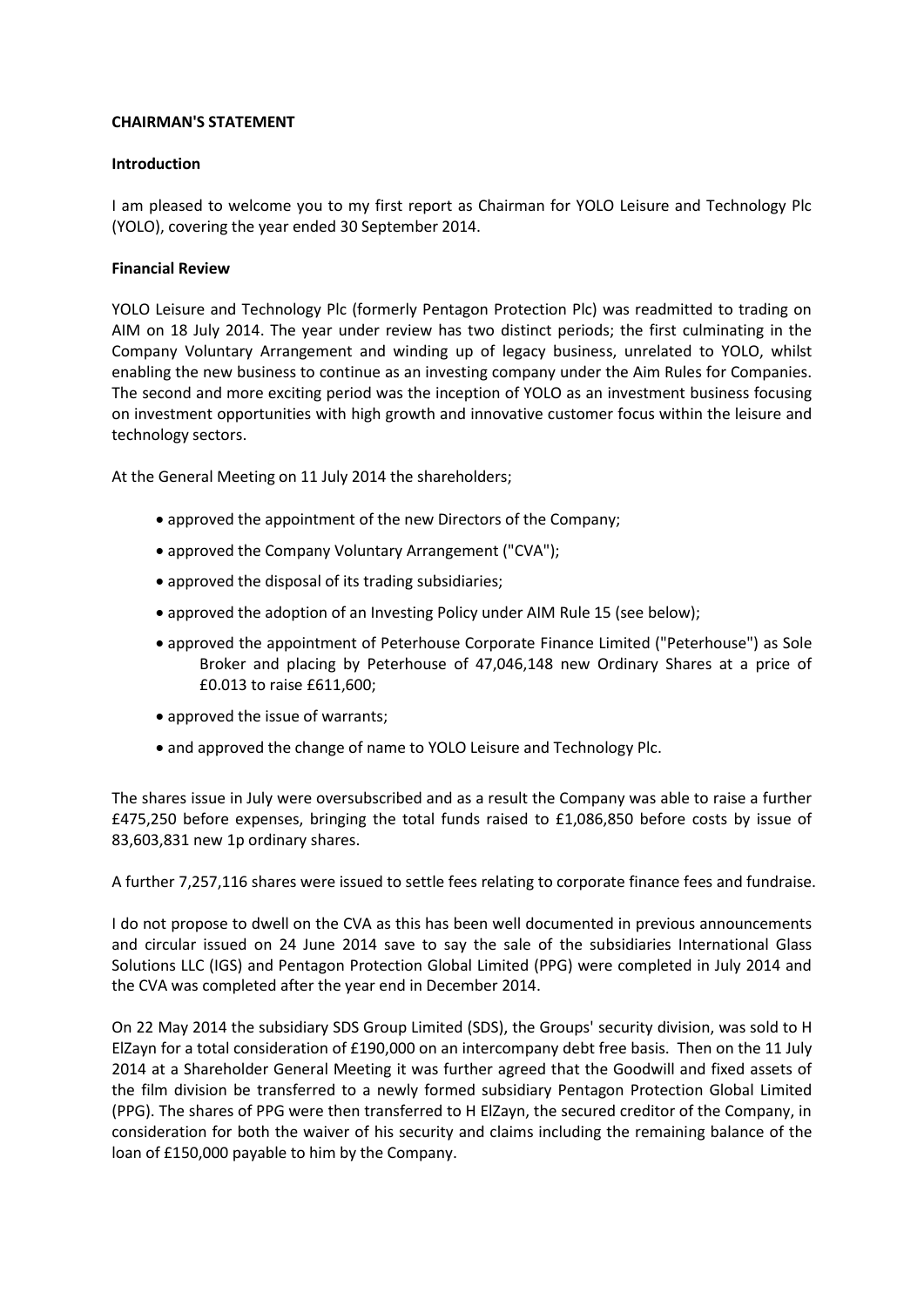**CHAIRMAN'S STATEMENT**

**Introduction**

I am pleased to welcome you to my first report as Chairman for YOLO Leisure and Technology Plc (YOLO), covering the year ended 30 September 2014.

**Financial Review**

YOLO Leisure and Technology Plc (formerly Pentagon Protection Plc) was readmitted to trading on AIM on 18 July 2014. The year under review has two distinct periods; the first culminating in the Company Voluntary Arrangement and winding up of legacy business, unrelated to YOLO, whilst enabling the new business to continue as an investing company under the Aim Rules for Companies. The second and more exciting period was the inception of YOLO as an investment business focusing on investment opportunities with high growth and innovative customer focus within the leisure and technology sectors.

At the General Meeting on 11 July 2014 the shareholders;

- approved the appointment of the new Directors of the Company;
- approved the Company Voluntary Arrangement ("CVA");
- approved the disposal of its trading subsidiaries;
- approved the adoption of an Investing Policy under AIM Rule 15 (see below);
- approved the appointment of Peterhouse Corporate Finance Limited ("Peterhouse") as Sole Broker and placing by Peterhouse of 47,046,148 new Ordinary Shares at a price of £0.013 to raise £611,600;
- approved the issue of warrants;
- and approved the change of name to YOLO Leisure and Technology Plc.

The shares issue in July were oversubscribed and as a result the Company was able to raise a further £475,250 before expenses, bringing the total funds raised to £1,086,850 before costs by issue of 83,603,831 new 1p ordinary shares.

A further 7,257,116 shares were issued to settle fees relating to corporate finance fees and fundraise.

I do not propose to dwell on the CVA as this has been well documented in previous announcements and circular issued on 24 June 2014 save to say the sale of the subsidiaries International Glass Solutions LLC (IGS) and Pentagon Protection Global Limited (PPG) were completed in July 2014 and the CVA was completed after the year end in December 2014.

On 22 May 2014 the subsidiary SDS Group Limited (SDS), the Groups' security division, was sold to H ElZayn for a total consideration of £190,000 on an intercompany debt free basis. Then on the 11 July 2014 at a Shareholder General Meeting it was further agreed that the Goodwill and fixed assets of the film division be transferred to a newly formed subsidiary Pentagon Protection Global Limited (PPG). The shares of PPG were then transferred to H ElZayn, the secured creditor of the Company, in consideration for both the waiver of his security and claims including the remaining balance of the loan of £150,000 payable to him by the Company.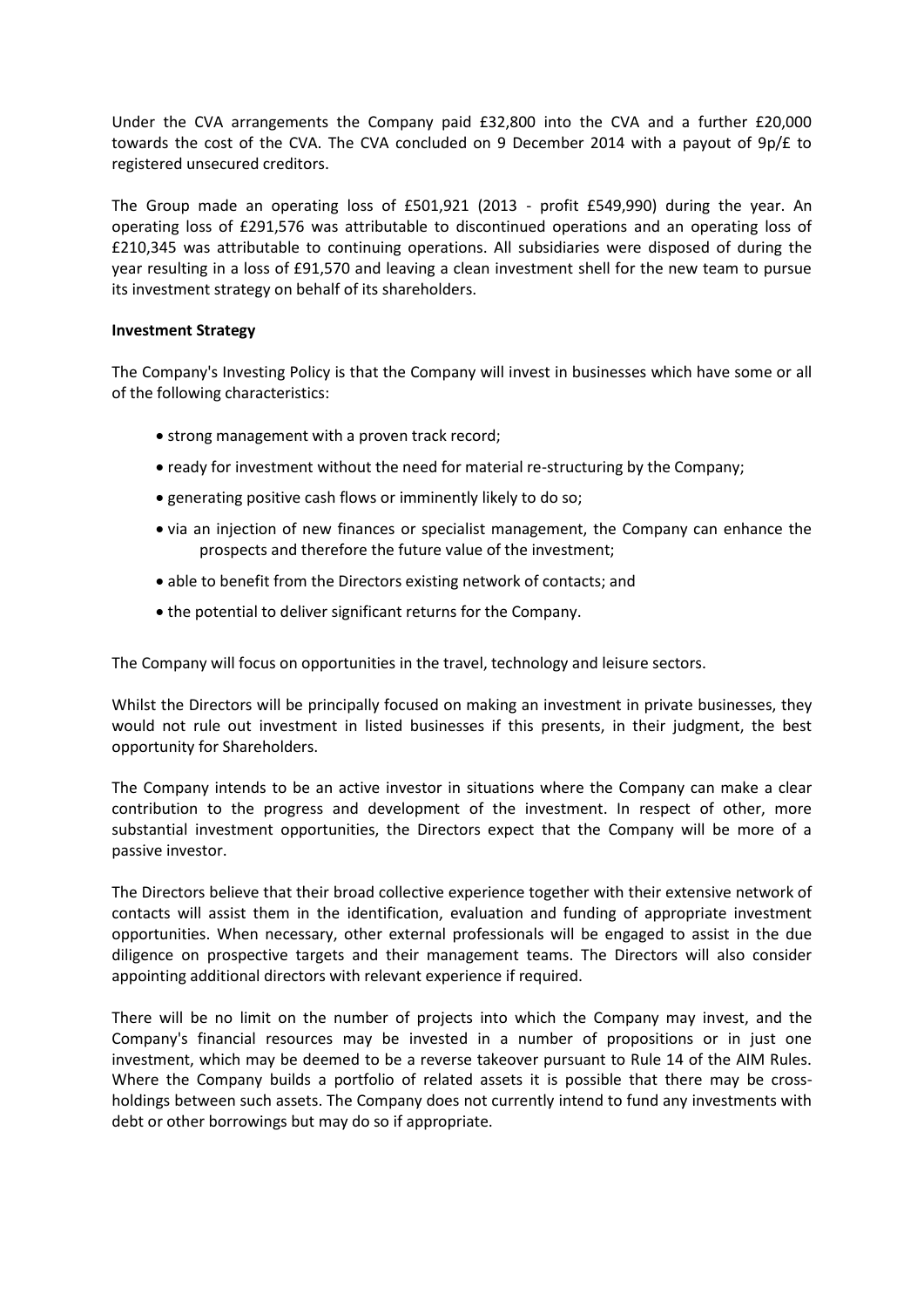Under the CVA arrangements the Company paid £32,800 into the CVA and a further £20,000 towards the cost of the CVA. The CVA concluded on 9 December 2014 with a payout of 9p/£ to registered unsecured creditors.

The Group made an operating loss of £501,921 (2013 - profit £549,990) during the year. An operating loss of £291,576 was attributable to discontinued operations and an operating loss of £210,345 was attributable to continuing operations. All subsidiaries were disposed of during the year resulting in a loss of £91,570 and leaving a clean investment shell for the new team to pursue its investment strategy on behalf of its shareholders.

**Investment Strategy**

The Company's Investing Policy is that the Company will invest in businesses which have some or all of the following characteristics:

- strong management with a proven track record;
- ready for investment without the need for material re-structuring by the Company;
- generating positive cash flows or imminently likely to do so;
- via an injection of new finances or specialist management, the Company can enhance the prospects and therefore the future value of the investment;
- able to benefit from the Directors existing network of contacts; and
- the potential to deliver significant returns for the Company.

The Company will focus on opportunities in the travel, technology and leisure sectors.

Whilst the Directors will be principally focused on making an investment in private businesses, they would not rule out investment in listed businesses if this presents, in their judgment, the best opportunity for Shareholders.

The Company intends to be an active investor in situations where the Company can make a clear contribution to the progress and development of the investment. In respect of other, more substantial investment opportunities, the Directors expect that the Company will be more of a passive investor.

The Directors believe that their broad collective experience together with their extensive network of contacts will assist them in the identification, evaluation and funding of appropriate investment opportunities. When necessary, other external professionals will be engaged to assist in the due diligence on prospective targets and their management teams. The Directors will also consider appointing additional directors with relevant experience if required.

There will be no limit on the number of projects into which the Company may invest, and the Company's financial resources may be invested in a number of propositions or in just one investment, which may be deemed to be a reverse takeover pursuant to Rule 14 of the AIM Rules. Where the Company builds a portfolio of related assets it is possible that there may be cross-holdings between such assets. The Company does not currently intend to fund any investments with debt or other borrowings but may do so if appropriate.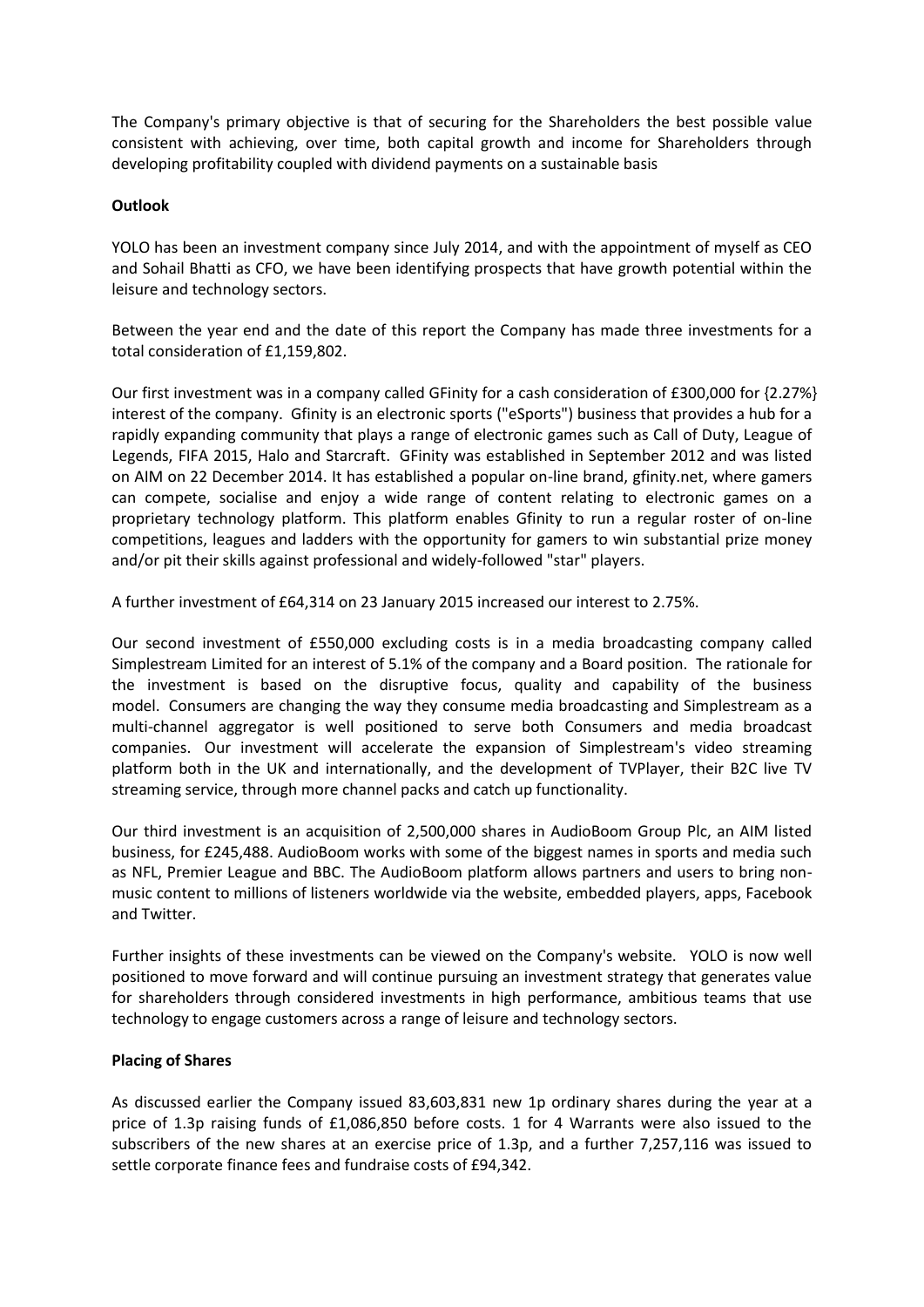The Company's primary objective is that of securing for the Shareholders the best possible value consistent with achieving, over time, both capital growth and income for Shareholders through developing profitability coupled with dividend payments on a sustainable basis

**Outlook**

YOLO has been an investment company since July 2014, and with the appointment of myself as CEO and Sohail Bhatti as CFO, we have been identifying prospects that have growth potential within the leisure and technology sectors.

Between the year end and the date of this report the Company has made three investments for a total consideration of £1,159,802.

Our first investment was in a company called GFinity for a cash consideration of £300,000 for {2.27%} interest of the company. Gfinity is an electronic sports ("eSports") business that provides a hub for a rapidly expanding community that plays a range of electronic games such as Call of Duty, League of Legends, FIFA 2015, Halo and Starcraft. GFinity was established in September 2012 and was listed on AIM on 22 December 2014. It has established a popular on-line brand, gfinity.net, where gamers can compete, socialise and enjoy a wide range of content relating to electronic games on a proprietary technology platform. This platform enables Gfinity to run a regular roster of on-line competitions, leagues and ladders with the opportunity for gamers to win substantial prize money and/or pit their skills against professional and widely-followed "star" players.

A further investment of £64,314 on 23 January 2015 increased our interest to 2.75%.

Our second investment of £550,000 excluding costs is in a media broadcasting company called Simplestream Limited for an interest of 5.1% of the company and a Board position. The rationale for the investment is based on the disruptive focus, quality and capability of the business model. Consumers are changing the way they consume media broadcasting and Simplestream as a multi-channel aggregator is well positioned to serve both Consumers and media broadcast companies. Our investment will accelerate the expansion of Simplestream's video streaming platform both in the UK and internationally, and the development of TVPlayer, their B2C live TV streaming service, through more channel packs and catch up functionality.

Our third investment is an acquisition of 2,500,000 shares in AudioBoom Group Plc, an AIM listed business, for £245,488. AudioBoom works with some of the biggest names in sports and media such as NFL, Premier League and BBC. The AudioBoom platform allows partners and users to bring non-music content to millions of listeners worldwide via the website, embedded players, apps, Facebook and Twitter.

Further insights of these investments can be viewed on the Company's website. YOLO is now well positioned to move forward and will continue pursuing an investment strategy that generates value for shareholders through considered investments in high performance, ambitious teams that use technology to engage customers across a range of leisure and technology sectors.

**Placing of Shares**

As discussed earlier the Company issued 83,603,831 new 1p ordinary shares during the year at a price of 1.3p raising funds of £1,086,850 before costs. 1 for 4 Warrants were also issued to the subscribers of the new shares at an exercise price of 1.3p, and a further 7,257,116 was issued to settle corporate finance fees and fundraise costs of £94,342.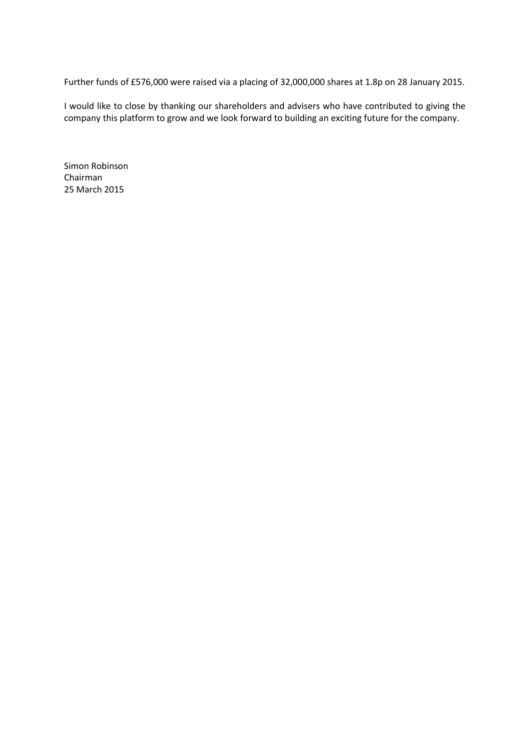Further funds of £576,000 were raised via a placing of 32,000,000 shares at 1.8p on 28 January 2015.

I would like to close by thanking our shareholders and advisers who have contributed to giving the company this platform to grow and we look forward to building an exciting future for the company.

Simon Robinson
Chairman
25 March 2015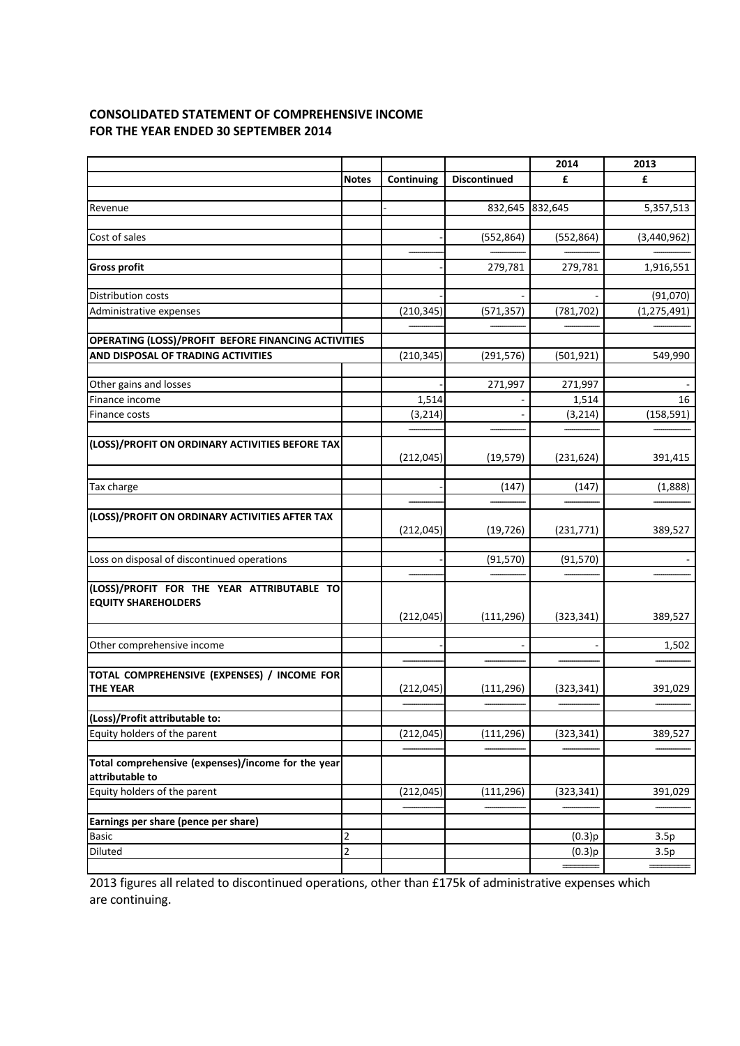## CONSOLIDATED STATEMENT OF COMPREHENSIVE INCOME
## FOR THE YEAR ENDED 30 SEPTEMBER 2014

| | Notes | Continuing | Discontinued | 2014 £ | 2013 £ |
|---|---|---|---|---|---|
| Revenue | | - | 832,645 | 832,645 | 5,357,513 |
| Cost of sales | | - | (552,864) | (552,864) | (3,440,962) |
| **Gross profit** | | - | 279,781 | 279,781 | 1,916,551 |
| Distribution costs | | - | - | - | (91,070) |
| Administrative expenses | | (210,345) | (571,357) | (781,702) | (1,275,491) |
| **OPERATING (LOSS)/PROFIT BEFORE FINANCING ACTIVITIES AND DISPOSAL OF TRADING ACTIVITIES** | | (210,345) | (291,576) | (501,921) | 549,990 |
| Other gains and losses | | - | 271,997 | 271,997 | - |
| Finance income | | 1,514 | - | 1,514 | 16 |
| Finance costs | | (3,214) | - | (3,214) | (158,591) |
| **(LOSS)/PROFIT ON ORDINARY ACTIVITIES BEFORE TAX** | | (212,045) | (19,579) | (231,624) | 391,415 |
| Tax charge | | - | (147) | (147) | (1,888) |
| **(LOSS)/PROFIT ON ORDINARY ACTIVITIES AFTER TAX** | | (212,045) | (19,726) | (231,771) | 389,527 |
| Loss on disposal of discontinued operations | | - | (91,570) | (91,570) | - |
| **(LOSS)/PROFIT FOR THE YEAR ATTRIBUTABLE TO EQUITY SHAREHOLDERS** | | (212,045) | (111,296) | (323,341) | 389,527 |
| Other comprehensive income | | - | - | - | 1,502 |
| **TOTAL COMPREHENSIVE (EXPENSES) / INCOME FOR THE YEAR** | | (212,045) | (111,296) | (323,341) | 391,029 |
| **(Loss)/Profit attributable to:** | | | | | |
| Equity holders of the parent | | (212,045) | (111,296) | (323,341) | 389,527 |
| **Total comprehensive (expenses)/income for the year attributable to** | | | | | |
| Equity holders of the parent | | (212,045) | (111,296) | (323,341) | 391,029 |
| **Earnings per share (pence per share)** | | | | | |
| Basic | 2 | | | (0.3)p | 3.5p |
| Diluted | 2 | | | (0.3)p | 3.5p |

2013 figures all related to discontinued operations, other than £175k of administrative expenses which are continuing.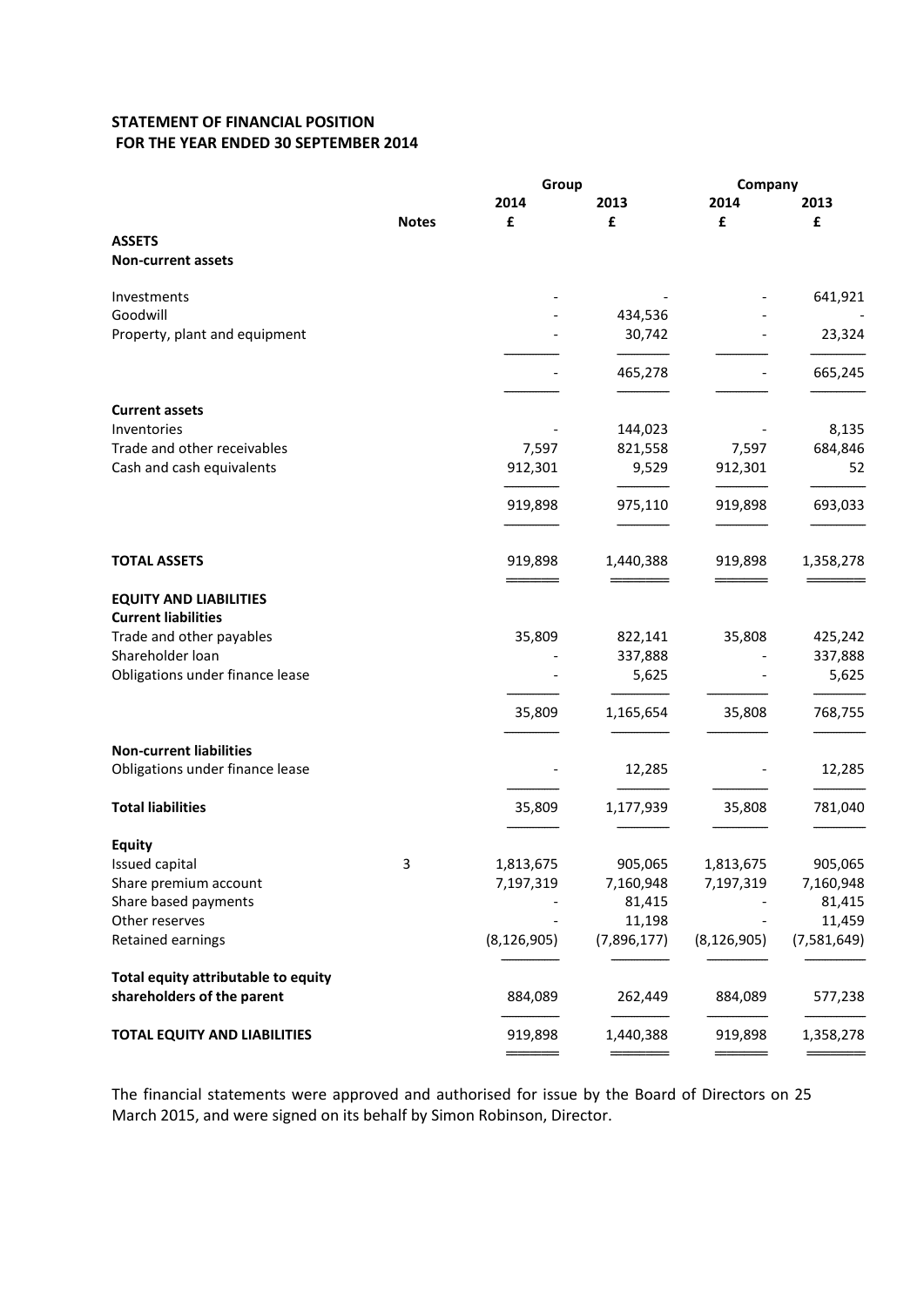**STATEMENT OF FINANCIAL POSITION**
**FOR THE YEAR ENDED 30 SEPTEMBER 2014**

| | Notes | Group | | Company | |
|---|---|---|---|---|---|
| | | 2014 | 2013 | 2014 | 2013 |
| | | £ | £ | £ | £ |
| **ASSETS** | | | | | |
| **Non-current assets** | | | | | |
| Investments | | - | - | - | 641,921 |
| Goodwill | | - | 434,536 | - | - |
| Property, plant and equipment | | - | 30,742 | - | 23,324 |
| | | - | 465,278 | - | 665,245 |
| **Current assets** | | | | | |
| Inventories | | - | 144,023 | - | 8,135 |
| Trade and other receivables | | 7,597 | 821,558 | 7,597 | 684,846 |
| Cash and cash equivalents | | 912,301 | 9,529 | 912,301 | 52 |
| | | 919,898 | 975,110 | 919,898 | 693,033 |
| **TOTAL ASSETS** | | 919,898 | 1,440,388 | 919,898 | 1,358,278 |
| **EQUITY AND LIABILITIES** | | | | | |
| **Current liabilities** | | | | | |
| Trade and other payables | | 35,809 | 822,141 | 35,808 | 425,242 |
| Shareholder loan | | - | 337,888 | - | 337,888 |
| Obligations under finance lease | | - | 5,625 | - | 5,625 |
| | | 35,809 | 1,165,654 | 35,808 | 768,755 |
| **Non-current liabilities** | | | | | |
| Obligations under finance lease | | - | 12,285 | - | 12,285 |
| **Total liabilities** | | 35,809 | 1,177,939 | 35,808 | 781,040 |
| **Equity** | | | | | |
| Issued capital | 3 | 1,813,675 | 905,065 | 1,813,675 | 905,065 |
| Share premium account | | 7,197,319 | 7,160,948 | 7,197,319 | 7,160,948 |
| Share based payments | | - | 81,415 | - | 81,415 |
| Other reserves | | - | 11,198 | - | 11,459 |
| Retained earnings | | (8,126,905) | (7,896,177) | (8,126,905) | (7,581,649) |
| **Total equity attributable to equity shareholders of the parent** | | 884,089 | 262,449 | 884,089 | 577,238 |
| **TOTAL EQUITY AND LIABILITIES** | | 919,898 | 1,440,388 | 919,898 | 1,358,278 |

The financial statements were approved and authorised for issue by the Board of Directors on 25 March 2015, and were signed on its behalf by Simon Robinson, Director.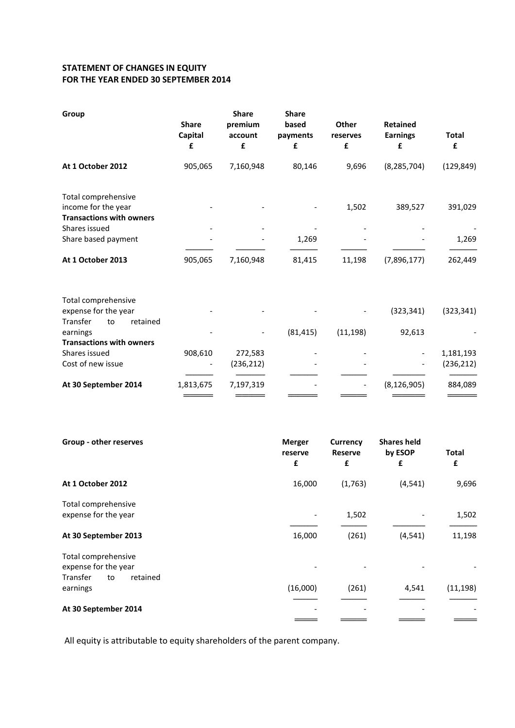# STATEMENT OF CHANGES IN EQUITY
# FOR THE YEAR ENDED 30 SEPTEMBER 2014

| Group | Share Capital £ | Share premium account £ | Share based payments £ | Other reserves £ | Retained Earnings £ | Total £ |
|---|---|---|---|---|---|---|
| **At 1 October 2012** | 905,065 | 7,160,948 | 80,146 | 9,696 | (8,285,704) | (129,849) |
| Total comprehensive income for the year | - | - | - | 1,502 | 389,527 | 391,029 |
| **Transactions with owners** | | | | | | |
| Shares issued | - | - | - | - | - | - |
| Share based payment | - | - | 1,269 | - | - | 1,269 |
| **At 1 October 2013** | 905,065 | 7,160,948 | 81,415 | 11,198 | (7,896,177) | 262,449 |
| Total comprehensive expense for the year | - | - | - | - | (323,341) | (323,341) |
| Transfer to retained earnings | - | - | (81,415) | (11,198) | 92,613 | - |
| **Transactions with owners** | | | | | | |
| Shares issued | 908,610 | 272,583 | - | - | - | 1,181,193 |
| Cost of new issue | - | (236,212) | - | - | - | (236,212) |
| **At 30 September 2014** | 1,813,675 | 7,197,319 | - | - | (8,126,905) | 884,089 |

| Group - other reserves | Merger reserve £ | Currency Reserve £ | Shares held by ESOP £ | Total £ |
|---|---|---|---|---|
| **At 1 October 2012** | 16,000 | (1,763) | (4,541) | 9,696 |
| Total comprehensive expense for the year | - | 1,502 | - | 1,502 |
| **At 30 September 2013** | 16,000 | (261) | (4,541) | 11,198 |
| Total comprehensive expense for the year | - | - | - | - |
| Transfer to retained earnings | (16,000) | (261) | 4,541 | (11,198) |
| **At 30 September 2014** | - | - | - | - |

All equity is attributable to equity shareholders of the parent company.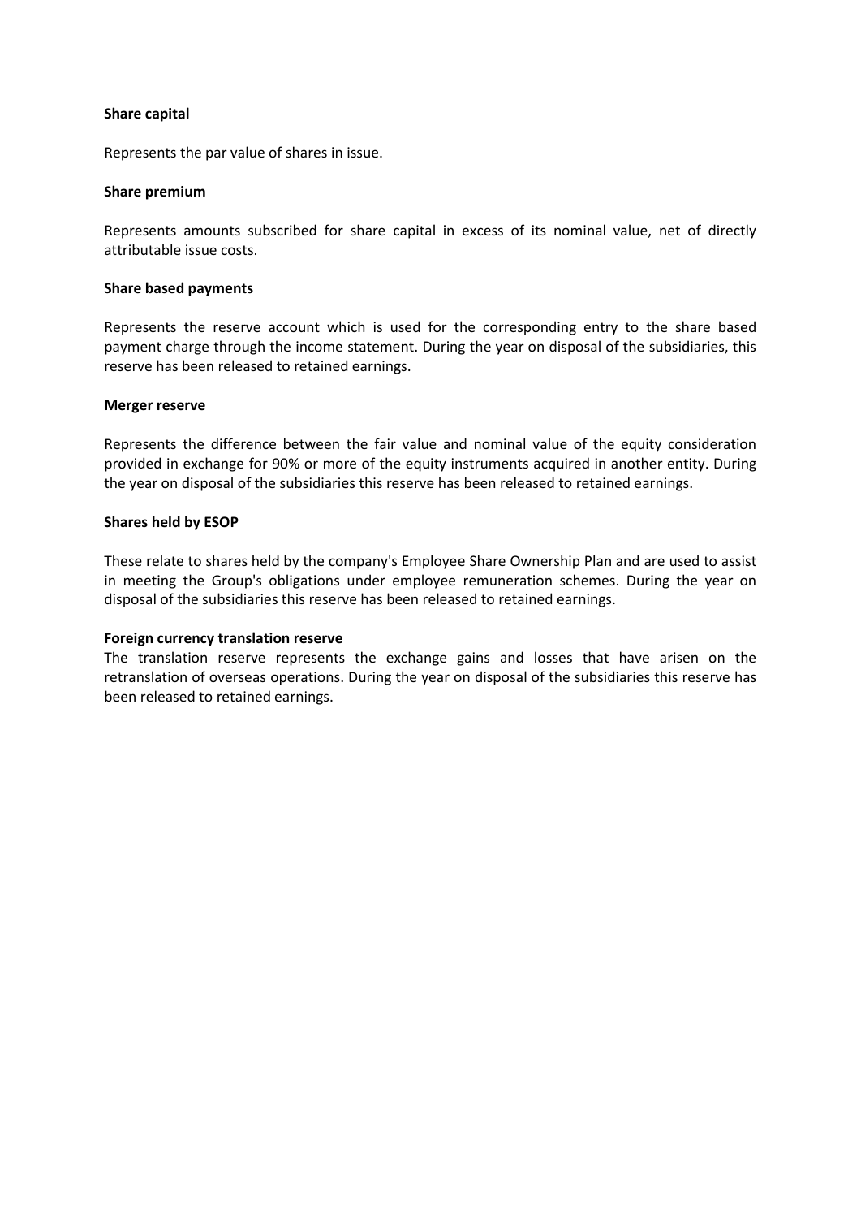**Share capital**

Represents the par value of shares in issue.

**Share premium**

Represents amounts subscribed for share capital in excess of its nominal value, net of directly attributable issue costs.

**Share based payments**

Represents the reserve account which is used for the corresponding entry to the share based payment charge through the income statement. During the year on disposal of the subsidiaries, this reserve has been released to retained earnings.

**Merger reserve**

Represents the difference between the fair value and nominal value of the equity consideration provided in exchange for 90% or more of the equity instruments acquired in another entity. During the year on disposal of the subsidiaries this reserve has been released to retained earnings.

**Shares held by ESOP**

These relate to shares held by the company's Employee Share Ownership Plan and are used to assist in meeting the Group's obligations under employee remuneration schemes. During the year on disposal of the subsidiaries this reserve has been released to retained earnings.

**Foreign currency translation reserve**

The translation reserve represents the exchange gains and losses that have arisen on the retranslation of overseas operations. During the year on disposal of the subsidiaries this reserve has been released to retained earnings.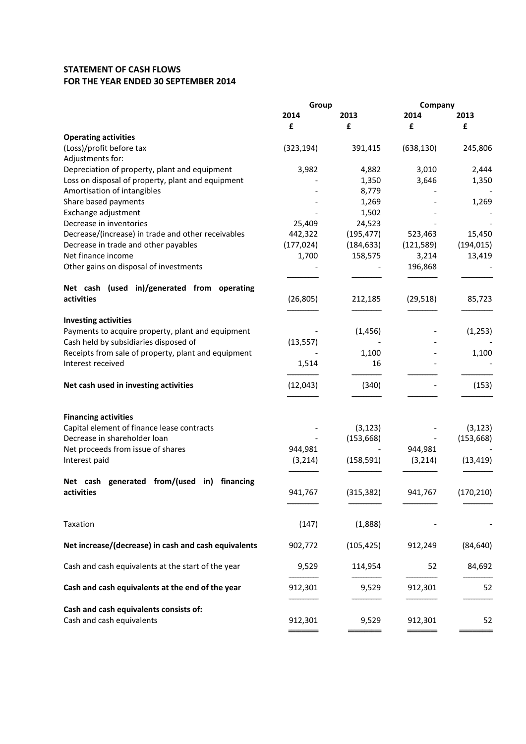## STATEMENT OF CASH FLOWS
## FOR THE YEAR ENDED 30 SEPTEMBER 2014

| | Group | | Company | |
|---|---|---|---|---|
| | 2014 | 2013 | 2014 | 2013 |
| | £ | £ | £ | £ |
| **Operating activities** | | | | |
| (Loss)/profit before tax | (323,194) | 391,415 | (638,130) | 245,806 |
| Adjustments for: | | | | |
| Depreciation of property, plant and equipment | 3,982 | 4,882 | 3,010 | 2,444 |
| Loss on disposal of property, plant and equipment | - | 1,350 | 3,646 | 1,350 |
| Amortisation of intangibles | - | 8,779 | - | - |
| Share based payments | - | 1,269 | - | 1,269 |
| Exchange adjustment | - | 1,502 | - | - |
| Decrease in inventories | 25,409 | 24,523 | - | - |
| Decrease/(increase) in trade and other receivables | 442,322 | (195,477) | 523,463 | 15,450 |
| Decrease in trade and other payables | (177,024) | (184,633) | (121,589) | (194,015) |
| Net finance income | 1,700 | 158,575 | 3,214 | 13,419 |
| Other gains on disposal of investments | - | - | 196,868 | - |
| **Net cash (used in)/generated from operating activities** | (26,805) | 212,185 | (29,518) | 85,723 |
| **Investing activities** | | | | |
| Payments to acquire property, plant and equipment | - | (1,456) | - | (1,253) |
| Cash held by subsidiaries disposed of | (13,557) | - | - | - |
| Receipts from sale of property, plant and equipment | - | 1,100 | - | 1,100 |
| Interest received | 1,514 | 16 | - | - |
| **Net cash used in investing activities** | (12,043) | (340) | - | (153) |
| **Financing activities** | | | | |
| Capital element of finance lease contracts | - | (3,123) | - | (3,123) |
| Decrease in shareholder loan | - | (153,668) | - | (153,668) |
| Net proceeds from issue of shares | 944,981 | - | 944,981 | - |
| Interest paid | (3,214) | (158,591) | (3,214) | (13,419) |
| **Net cash generated from/(used in) financing activities** | 941,767 | (315,382) | 941,767 | (170,210) |
| Taxation | (147) | (1,888) | - | - |
| **Net increase/(decrease) in cash and cash equivalents** | 902,772 | (105,425) | 912,249 | (84,640) |
| Cash and cash equivalents at the start of the year | 9,529 | 114,954 | 52 | 84,692 |
| **Cash and cash equivalents at the end of the year** | 912,301 | 9,529 | 912,301 | 52 |
| **Cash and cash equivalents consists of:** | | | | |
| Cash and cash equivalents | 912,301 | 9,529 | 912,301 | 52 |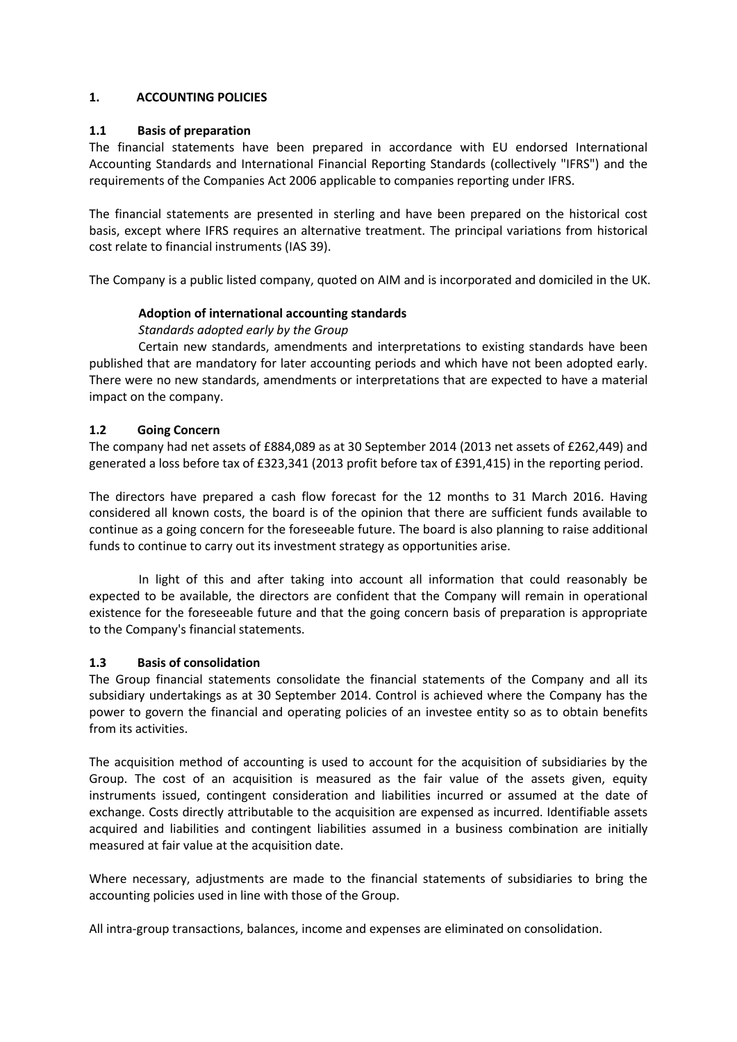## 1. ACCOUNTING POLICIES

### 1.1 Basis of preparation

The financial statements have been prepared in accordance with EU endorsed International Accounting Standards and International Financial Reporting Standards (collectively "IFRS") and the requirements of the Companies Act 2006 applicable to companies reporting under IFRS.

The financial statements are presented in sterling and have been prepared on the historical cost basis, except where IFRS requires an alternative treatment. The principal variations from historical cost relate to financial instruments (IAS 39).

The Company is a public listed company, quoted on AIM and is incorporated and domiciled in the UK.

**Adoption of international accounting standards**

*Standards adopted early by the Group*

Certain new standards, amendments and interpretations to existing standards have been published that are mandatory for later accounting periods and which have not been adopted early. There were no new standards, amendments or interpretations that are expected to have a material impact on the company.

### 1.2 Going Concern

The company had net assets of £884,089 as at 30 September 2014 (2013 net assets of £262,449) and generated a loss before tax of £323,341 (2013 profit before tax of £391,415) in the reporting period.

The directors have prepared a cash flow forecast for the 12 months to 31 March 2016. Having considered all known costs, the board is of the opinion that there are sufficient funds available to continue as a going concern for the foreseeable future. The board is also planning to raise additional funds to continue to carry out its investment strategy as opportunities arise.

In light of this and after taking into account all information that could reasonably be expected to be available, the directors are confident that the Company will remain in operational existence for the foreseeable future and that the going concern basis of preparation is appropriate to the Company's financial statements.

### 1.3 Basis of consolidation

The Group financial statements consolidate the financial statements of the Company and all its subsidiary undertakings as at 30 September 2014. Control is achieved where the Company has the power to govern the financial and operating policies of an investee entity so as to obtain benefits from its activities.

The acquisition method of accounting is used to account for the acquisition of subsidiaries by the Group. The cost of an acquisition is measured as the fair value of the assets given, equity instruments issued, contingent consideration and liabilities incurred or assumed at the date of exchange. Costs directly attributable to the acquisition are expensed as incurred. Identifiable assets acquired and liabilities and contingent liabilities assumed in a business combination are initially measured at fair value at the acquisition date.

Where necessary, adjustments are made to the financial statements of subsidiaries to bring the accounting policies used in line with those of the Group.

All intra-group transactions, balances, income and expenses are eliminated on consolidation.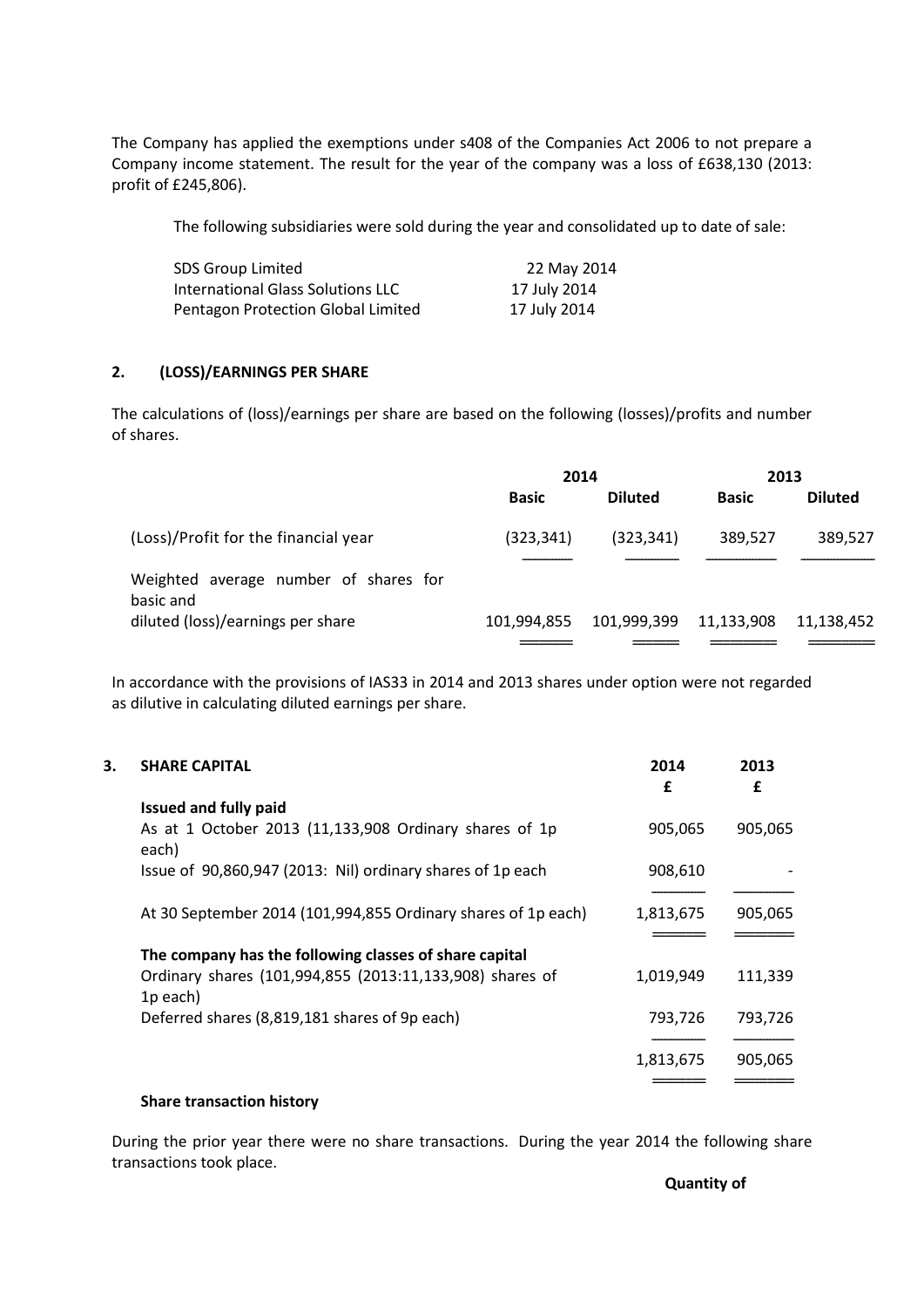The Company has applied the exemptions under s408 of the Companies Act 2006 to not prepare a Company income statement. The result for the year of the company was a loss of £638,130 (2013: profit of £245,806).

The following subsidiaries were sold during the year and consolidated up to date of sale:

| | |
|---|---|
| SDS Group Limited | 22 May 2014 |
| International Glass Solutions LLC | 17 July 2014 |
| Pentagon Protection Global Limited | 17 July 2014 |

## 2. (LOSS)/EARNINGS PER SHARE

The calculations of (loss)/earnings per share are based on the following (losses)/profits and number of shares.

| | 2014 | | 2013 | |
|---|---|---|---|---|
| | Basic | Diluted | Basic | Diluted |
| (Loss)/Profit for the financial year | (323,341) | (323,341) | 389,527 | 389,527 |
| Weighted average number of shares for basic and diluted (loss)/earnings per share | 101,994,855 | 101,999,399 | 11,133,908 | 11,138,452 |

In accordance with the provisions of IAS33 in 2014 and 2013 shares under option were not regarded as dilutive in calculating diluted earnings per share.

## 3. SHARE CAPITAL

| | 2014 | 2013 |
|---|---|---|
| | £ | £ |
| **Issued and fully paid** | | |
| As at 1 October 2013 (11,133,908 Ordinary shares of 1p each) | 905,065 | 905,065 |
| Issue of 90,860,947 (2013: Nil) ordinary shares of 1p each | 908,610 | - |
| At 30 September 2014 (101,994,855 Ordinary shares of 1p each) | 1,813,675 | 905,065 |
| **The company has the following classes of share capital** | | |
| Ordinary shares (101,994,855 (2013:11,133,908) shares of 1p each) | 1,019,949 | 111,339 |
| Deferred shares (8,819,181 shares of 9p each) | 793,726 | 793,726 |
| | 1,813,675 | 905,065 |

**Share transaction history**

During the prior year there were no share transactions. During the year 2014 the following share transactions took place.

**Quantity of**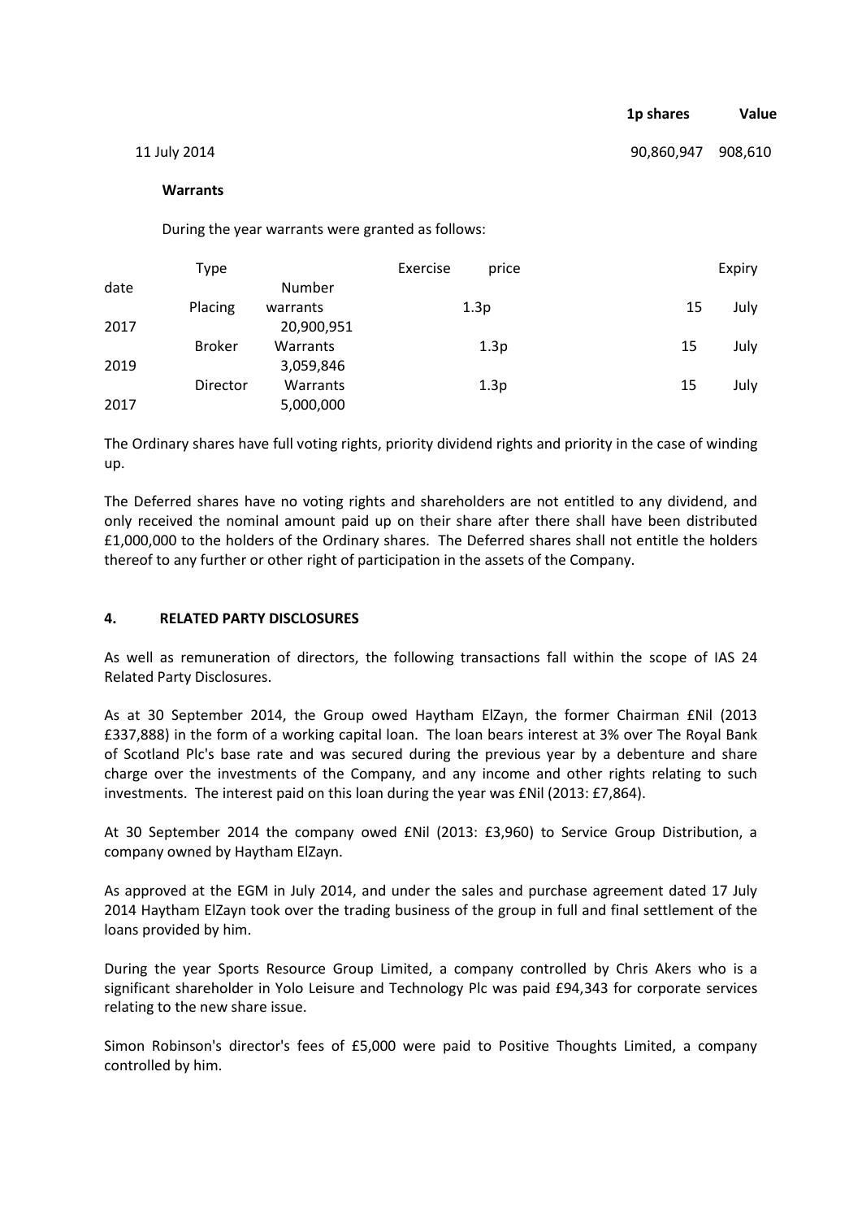| | 1p shares | Value |
|---|---|---|
| 11 July 2014 | 90,860,947 | 908,610 |

**Warrants**

During the year warrants were granted as follows:

| Type | Number | Exercise price | Expiry date |
|---|---|---|---|
| Placing warrants | 20,900,951 | 1.3p | 15 July 2017 |
| Broker Warrants | 3,059,846 | 1.3p | 15 July 2019 |
| Director Warrants | 5,000,000 | 1.3p | 15 July 2017 |

The Ordinary shares have full voting rights, priority dividend rights and priority in the case of winding up.

The Deferred shares have no voting rights and shareholders are not entitled to any dividend, and only received the nominal amount paid up on their share after there shall have been distributed £1,000,000 to the holders of the Ordinary shares. The Deferred shares shall not entitle the holders thereof to any further or other right of participation in the assets of the Company.

## 4. RELATED PARTY DISCLOSURES

As well as remuneration of directors, the following transactions fall within the scope of IAS 24 Related Party Disclosures.

As at 30 September 2014, the Group owed Haytham ElZayn, the former Chairman £Nil (2013 £337,888) in the form of a working capital loan. The loan bears interest at 3% over The Royal Bank of Scotland Plc's base rate and was secured during the previous year by a debenture and share charge over the investments of the Company, and any income and other rights relating to such investments. The interest paid on this loan during the year was £Nil (2013: £7,864).

At 30 September 2014 the company owed £Nil (2013: £3,960) to Service Group Distribution, a company owned by Haytham ElZayn.

As approved at the EGM in July 2014, and under the sales and purchase agreement dated 17 July 2014 Haytham ElZayn took over the trading business of the group in full and final settlement of the loans provided by him.

During the year Sports Resource Group Limited, a company controlled by Chris Akers who is a significant shareholder in Yolo Leisure and Technology Plc was paid £94,343 for corporate services relating to the new share issue.

Simon Robinson's director's fees of £5,000 were paid to Positive Thoughts Limited, a company controlled by him.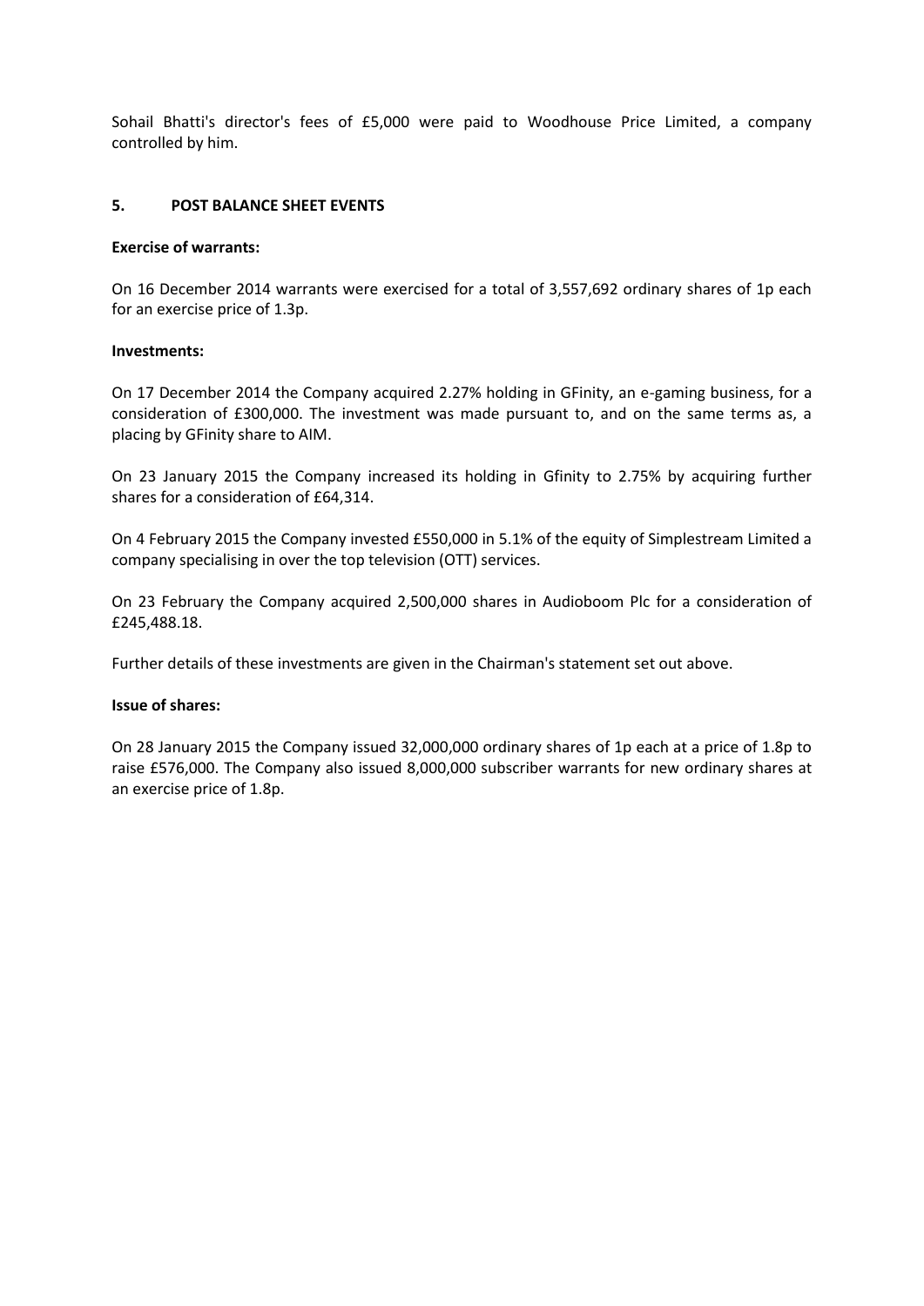Sohail Bhatti's director's fees of £5,000 were paid to Woodhouse Price Limited, a company controlled by him.

## 5. POST BALANCE SHEET EVENTS

**Exercise of warrants:**

On 16 December 2014 warrants were exercised for a total of 3,557,692 ordinary shares of 1p each for an exercise price of 1.3p.

**Investments:**

On 17 December 2014 the Company acquired 2.27% holding in GFinity, an e-gaming business, for a consideration of £300,000. The investment was made pursuant to, and on the same terms as, a placing by GFinity share to AIM.

On 23 January 2015 the Company increased its holding in Gfinity to 2.75% by acquiring further shares for a consideration of £64,314.

On 4 February 2015 the Company invested £550,000 in 5.1% of the equity of Simplestream Limited a company specialising in over the top television (OTT) services.

On 23 February the Company acquired 2,500,000 shares in Audioboom Plc for a consideration of £245,488.18.

Further details of these investments are given in the Chairman's statement set out above.

**Issue of shares:**

On 28 January 2015 the Company issued 32,000,000 ordinary shares of 1p each at a price of 1.8p to raise £576,000. The Company also issued 8,000,000 subscriber warrants for new ordinary shares at an exercise price of 1.8p.